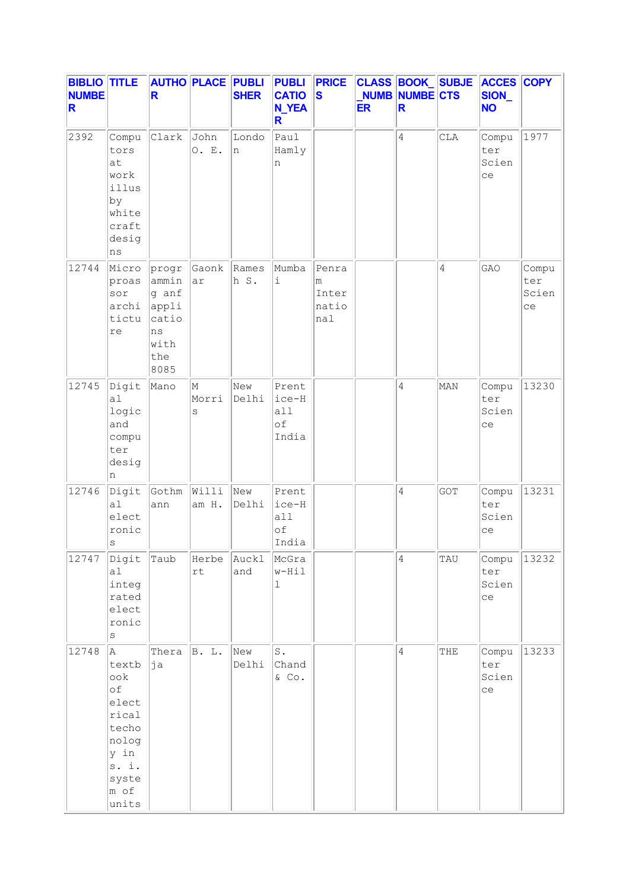| BIBLIO_NUMBER | TITLE | AUTHOR | PLACE | PUBLISHER | PUBLICATION_YEAR | PRICES | CLASS_NUMBER | BOOK_NUMBER | SUBJECTS | ACCESSION_NO | COPY |
|---|---|---|---|---|---|---|---|---|---|---|---|
| 2392 | Computors at work illus by white craft designs | Clark | John O. E. | London | Paul Hamlyn | | | 4 | CLA | Computer Science | 1977 |
| 12744 | Microprosasor archictucture | programming anf applications with the 8085 | Gaonkar | Ramesh S. | Mumbai | Penram International | | | 4 | GAO | Computer Science |
| 12745 | Digital logic and computer design | Mano | M Morris | New Delhi | Prentice-Hall of India | | | 4 | MAN | Computer Science | 13230 |
| 12746 | Digital electronics | Gothmann | William H. | New Delhi | Prentice-Hall of India | | | 4 | GOT | Computer Science | 13231 |
| 12747 | Digital integrated electronics | Taub | Herbert | Auckland | McGraw-Hill | | | 4 | TAU | Computer Science | 13232 |
| 12748 | A textbook of electrical techonology in s. i. system of units | Theraja | B. L. | New Delhi | S. Chand & Co. | | | 4 | THE | Computer Science | 13233 |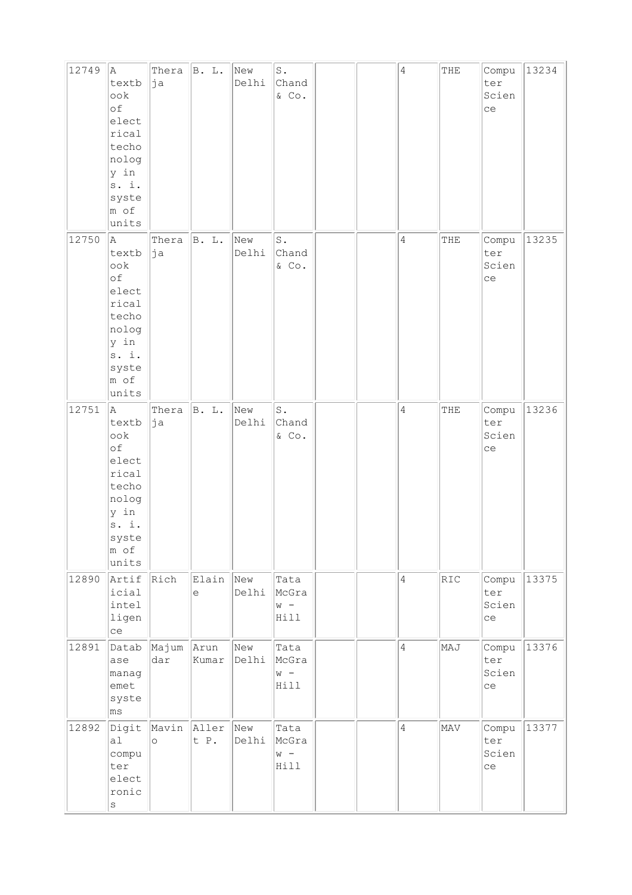| 12749 | A textbook of electrical techonology in s. i. system of units | Theraja | B. L. | New Delhi | S. Chand & Co. | | | 4 | THE | Computer Science | 13234 |
|---|---|---|---|---|---|---|---|---|---|---|---|
| 12750 | A textbook of electrical techonology in s. i. system of units | Theraja | B. L. | New Delhi | S. Chand & Co. | | | 4 | THE | Computer Science | 13235 |
| 12751 | A textbook of electrical techonology in s. i. system of units | Theraja | B. L. | New Delhi | S. Chand & Co. | | | 4 | THE | Computer Science | 13236 |
| 12890 | Artificial intelligence | Rich | Elaine | New Delhi | Tata McGraw - Hill | | | 4 | RIC | Computer Science | 13375 |
| 12891 | Database managemet systems | Majumdar | Arun Kumar | New Delhi | Tata McGraw - Hill | | | 4 | MAJ | Computer Science | 13376 |
| 12892 | Digital computer electronics | Mavino | Allert P. | New Delhi | Tata McGraw - Hill | | | 4 | MAV | Computer Science | 13377 |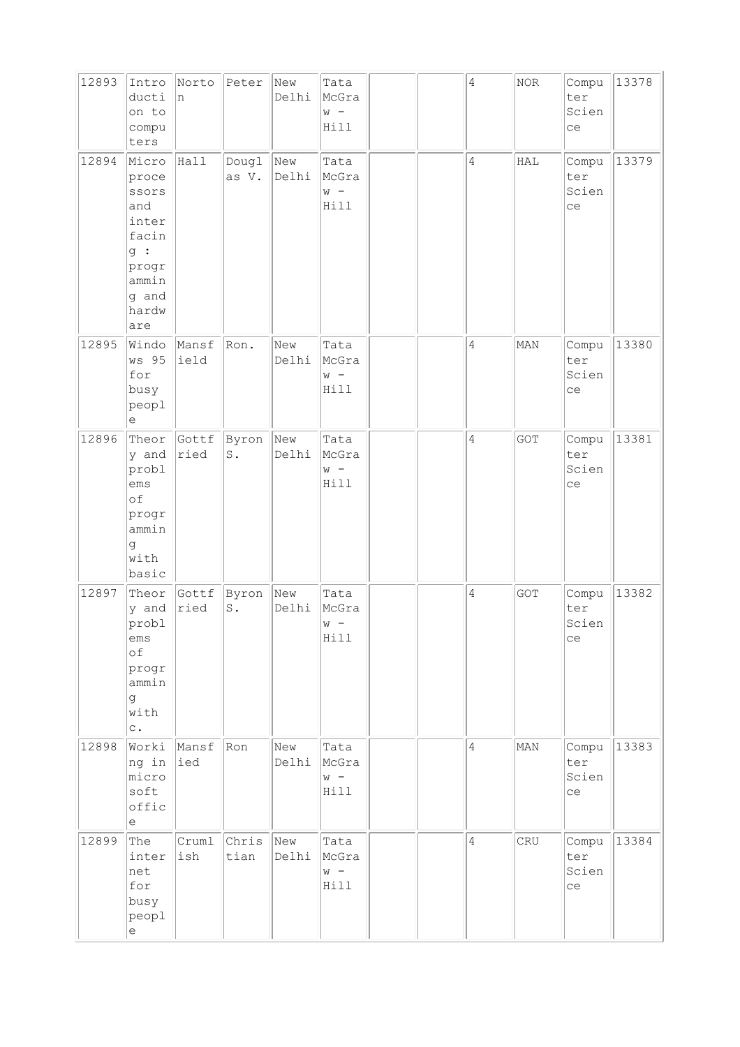| 12893 | Introduction to computers | Norton | Peter | New Delhi | Tata McGraw - Hill | | | 4 | NOR | Computer Science | 13378 |
|---|---|---|---|---|---|---|---|---|---|---|---|
| 12894 | Microprocessors and interfacing : programming and hardware | Hall | Douglas V. | New Delhi | Tata McGraw - Hill | | | 4 | HAL | Computer Science | 13379 |
| 12895 | Windows 95 for busy people | Mansfield | Ron. | New Delhi | Tata McGraw - Hill | | | 4 | MAN | Computer Science | 13380 |
| 12896 | Theory and problems of programming with basic | Gottfried | Byron S. | New Delhi | Tata McGraw - Hill | | | 4 | GOT | Computer Science | 13381 |
| 12897 | Theory and problems of programming with c. | Gottfried | Byron S. | New Delhi | Tata McGraw - Hill | | | 4 | GOT | Computer Science | 13382 |
| 12898 | Working in microsoft office | Mansfied | Ron | New Delhi | Tata McGraw - Hill | | | 4 | MAN | Computer Science | 13383 |
| 12899 | The internet for busy people | Crumlish | Christian | New Delhi | Tata McGraw - Hill | | | 4 | CRU | Computer Science | 13384 |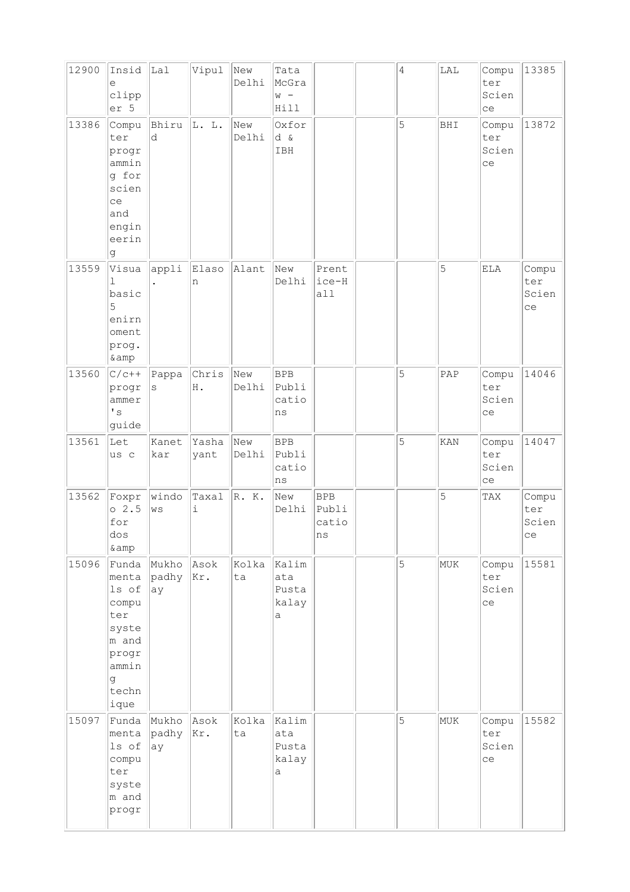| | | | | | | | | | | | |
|---|---|---|---|---|---|---|---|---|---|---|---|
| 12900 | Inside clipper 5 | Lal | Vipul | New Delhi | Tata McGraw - Hill | | | 4 | LAL | Computer Science | 13385 |
| 13386 | Computer programming for science and engineering | Bhirud | L. L. | New Delhi | Oxford & IBH | | | 5 | BHI | Computer Science | 13872 |
| 13559 | Visual basic 5 enirnoment prog. &amp | appli. | Elason | Alant | New Delhi | Prentice-Hall | | | 5 | ELA | Computer Science |
| 13560 | C/c++ programmer's guide | Pappas | Chris H. | New Delhi | BPB Publications | | | 5 | PAP | Computer Science | 14046 |
| 13561 | Let us c | Kanetkar | Yashayant | New Delhi | BPB Publications | | | 5 | KAN | Computer Science | 14047 |
| 13562 | Foxpro 2.5 for dos &amp | windows | Taxali | R. K. | New Delhi | BPB Publications | | | 5 | TAX | Computer Science |
| 15096 | Fundamentals of computer system and programming technique | Mukhopadhyay | Asok Kr. | Kolkata | Kalimata Pustakalaya | | | 5 | MUK | Computer Science | 15581 |
| 15097 | Fundamentals of computer system and progr | Mukhopadhyay | Asok Kr. | Kolkata | Kalimata Pustakalaya | | | 5 | MUK | Computer Science | 15582 |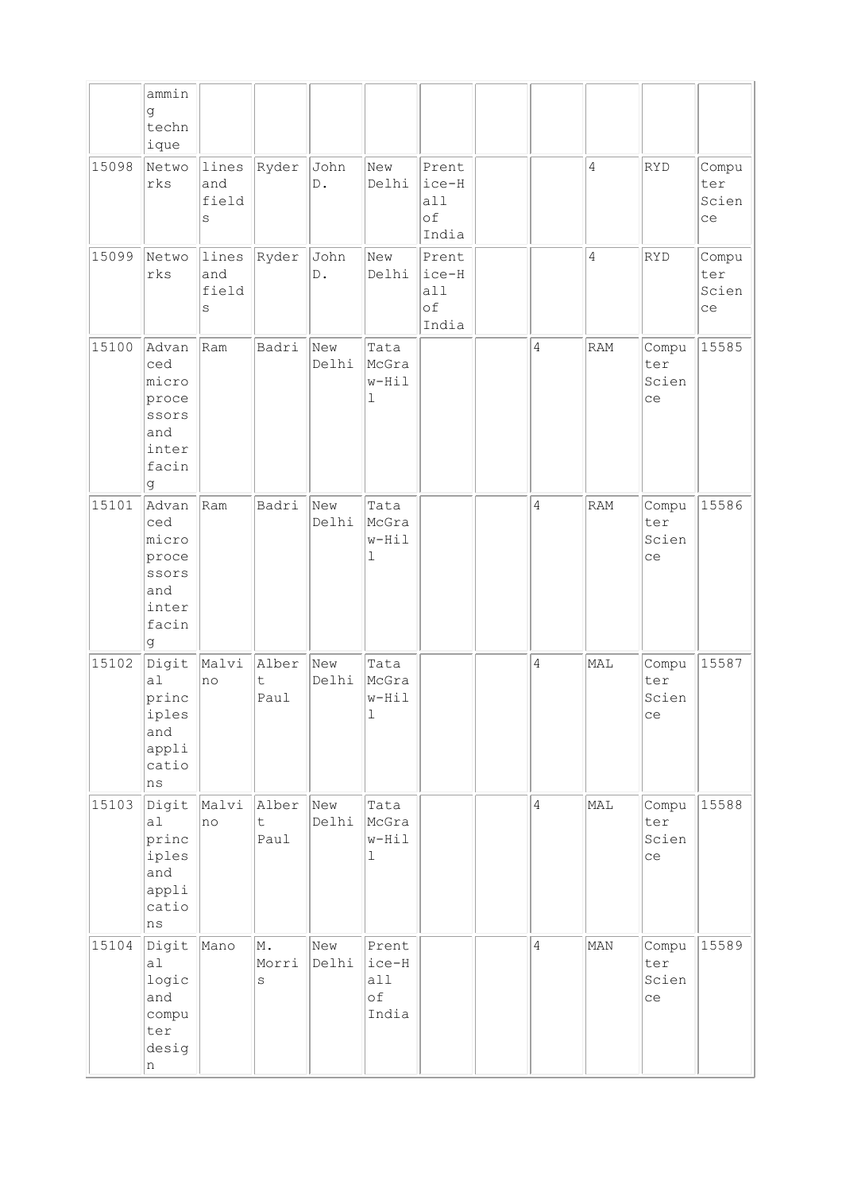| | | | | | | | | | | | |
|---|---|---|---|---|---|---|---|---|---|---|---|
| | amming technique | | | | | | | | | | |
| 15098 | Networks | lines and fields | Ryder | John D. | New Delhi | Prentice-Hall of India | | | 4 | RYD | Computer Science |
| 15099 | Networks | lines and fields | Ryder | John D. | New Delhi | Prentice-Hall of India | | | 4 | RYD | Computer Science |
| 15100 | Advanced microprocessors and interfacing | Ram | Badri | New Delhi | Tata McGraw-Hill | | | 4 | RAM | Computer Science | 15585 |
| 15101 | Advanced microprocessors and interfacing | Ram | Badri | New Delhi | Tata McGraw-Hill | | | 4 | RAM | Computer Science | 15586 |
| 15102 | Digital principles and applications | Malvino | Albert Paul | New Delhi | Tata McGraw-Hill | | | 4 | MAL | Computer Science | 15587 |
| 15103 | Digital principles and applications | Malvino | Albert Paul | New Delhi | Tata McGraw-Hill | | | 4 | MAL | Computer Science | 15588 |
| 15104 | Digital logic and computer design | Mano | M. Morris | New Delhi | Prentice-Hall of India | | | 4 | MAN | Computer Science | 15589 |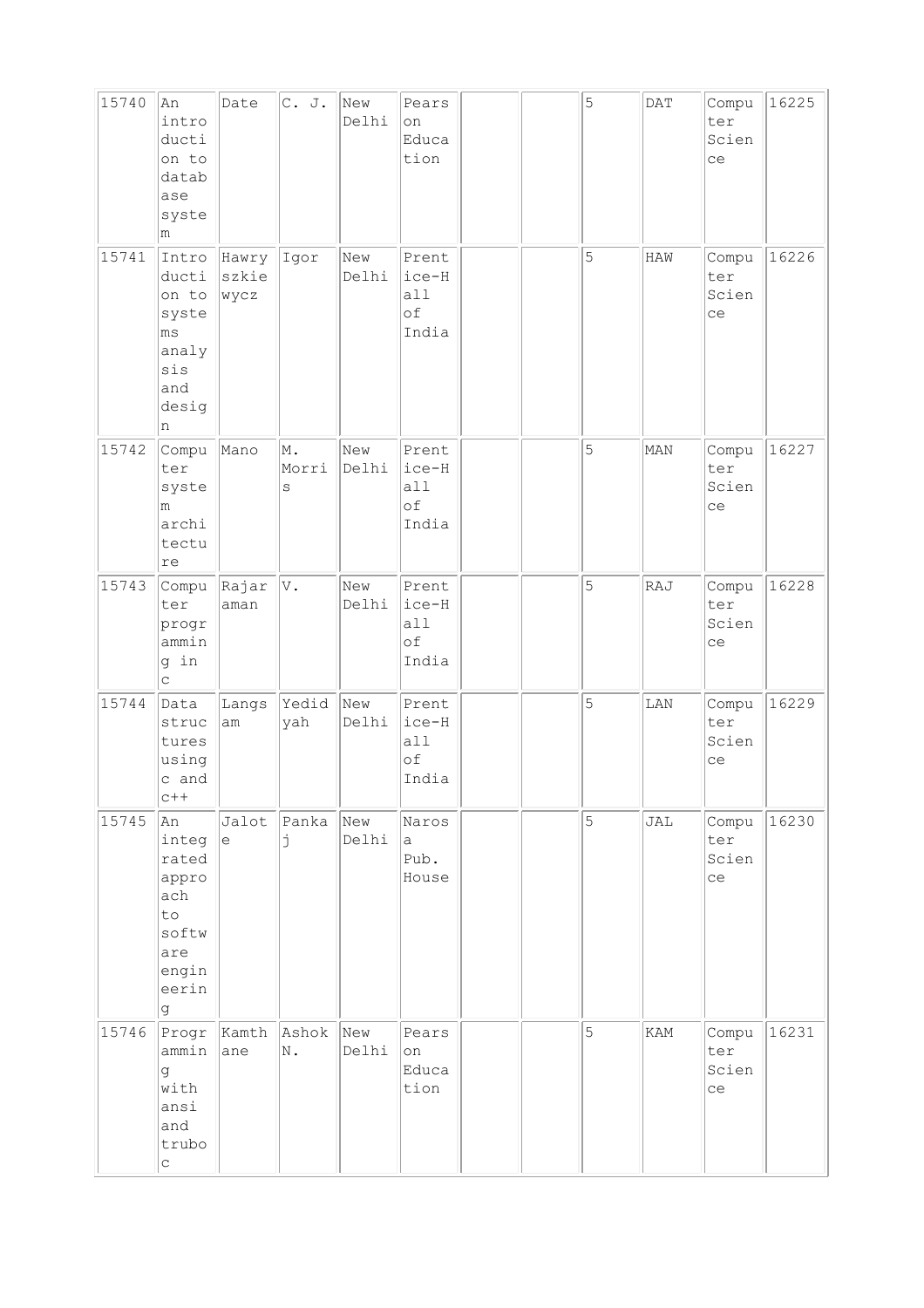| 15740 | An introduction to database system | Date | C. J. | New Delhi | Pearson Education | | | 5 | DAT | Computer Science | 16225 |
|---|---|---|---|---|---|---|---|---|---|---|---|
| 15741 | Introduction to systems analysis and design | Hawryszkiewycz | Igor | New Delhi | Prentice-Hall of India | | | 5 | HAW | Computer Science | 16226 |
| 15742 | Computer system architecture | Mano | M. Morris | New Delhi | Prentice-Hall of India | | | 5 | MAN | Computer Science | 16227 |
| 15743 | Computer programming in c | Rajaraman | V. | New Delhi | Prentice-Hall of India | | | 5 | RAJ | Computer Science | 16228 |
| 15744 | Data structures using c and c++ | Langsam | Yedidyah | New Delhi | Prentice-Hall of India | | | 5 | LAN | Computer Science | 16229 |
| 15745 | An integrated approach to software engineering | Jalote | Pankaj | New Delhi | Narosa Pub. House | | | 5 | JAL | Computer Science | 16230 |
| 15746 | Programming with ansi and trubo c | Kamthane | Ashok N. | New Delhi | Pearson Education | | | 5 | KAM | Computer Science | 16231 |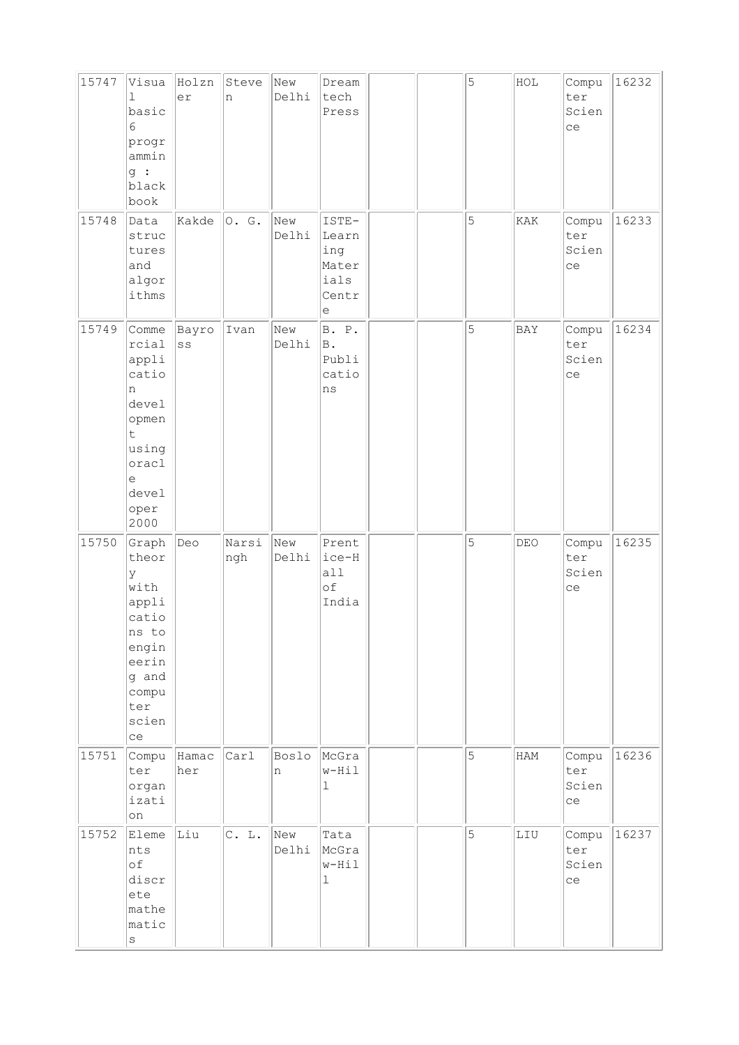| 15747 | Visual basic 6 programming : black book | Holzner | Steven | New Delhi | Dreamtech Press | | | 5 | HOL | Computer Science | 16232 |
|---|---|---|---|---|---|---|---|---|---|---|---|
| 15748 | Data structures and algorithms | Kakde | O. G. | New Delhi | ISTE-Learning Materials Centre | | | 5 | KAK | Computer Science | 16233 |
| 15749 | Commercial application development using oracle developer 2000 | Bayross | Ivan | New Delhi | B. P. B. Publications | | | 5 | BAY | Computer Science | 16234 |
| 15750 | Graph theory with applications to engineering and computer science | Deo | Narsingh | New Delhi | Prentice-Hall of India | | | 5 | DEO | Computer Science | 16235 |
| 15751 | Computer organization | Hamacher | Carl | Boslon | McGraw-Hill | | | 5 | HAM | Computer Science | 16236 |
| 15752 | Elements of discrete mathematics | Liu | C. L. | New Delhi | Tata McGraw-Hill | | | 5 | LIU | Computer Science | 16237 |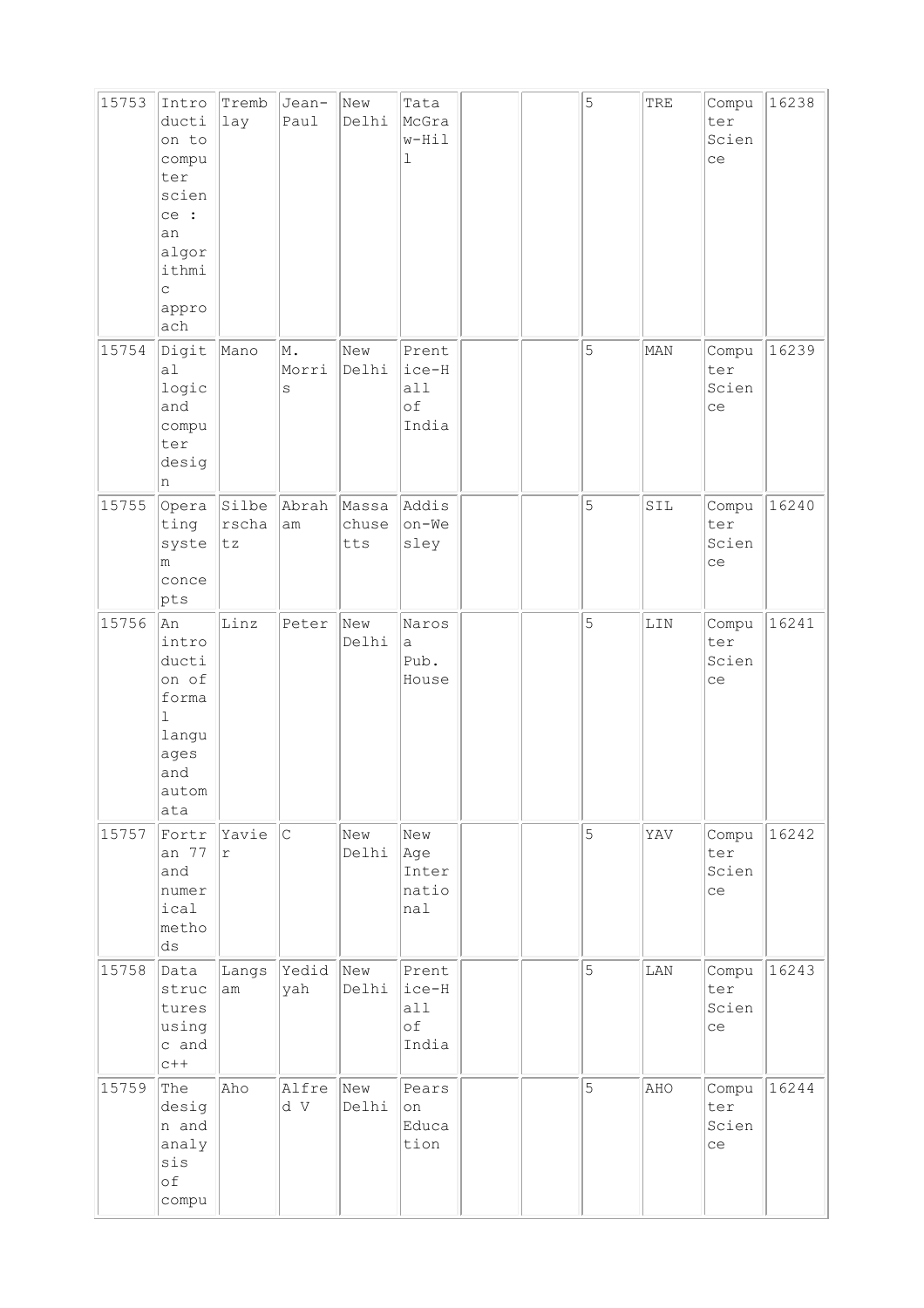| 15753 | Introduction to computer science : an algorithmic approach | Tremblay | Jean-Paul | New Delhi | Tata McGraw-Hill | | | 5 | TRE | Computer Science | 16238 |
|---|---|---|---|---|---|---|---|---|---|---|---|
| 15754 | Digital logic and computer design | Mano | M. Morris | New Delhi | Prentice-Hall of India | | | 5 | MAN | Computer Science | 16239 |
| 15755 | Operating system concepts | Silberschatz | Abraham | Massachusetts | Addison-Wesley | | | 5 | SIL | Computer Science | 16240 |
| 15756 | An introduction of formal languages and automata | Linz | Peter | New Delhi | Narosa Pub. House | | | 5 | LIN | Computer Science | 16241 |
| 15757 | Fortran 77 and numerical methods | Yavier | C | New Delhi | New Age International | | | 5 | YAV | Computer Science | 16242 |
| 15758 | Data structures using c and c++ | Langsam | Yedidyah | New Delhi | Prentice-Hall of India | | | 5 | LAN | Computer Science | 16243 |
| 15759 | The design and analysis of compu | Aho | Alfred V | New Delhi | Pearson Education | | | 5 | AHO | Computer Science | 16244 |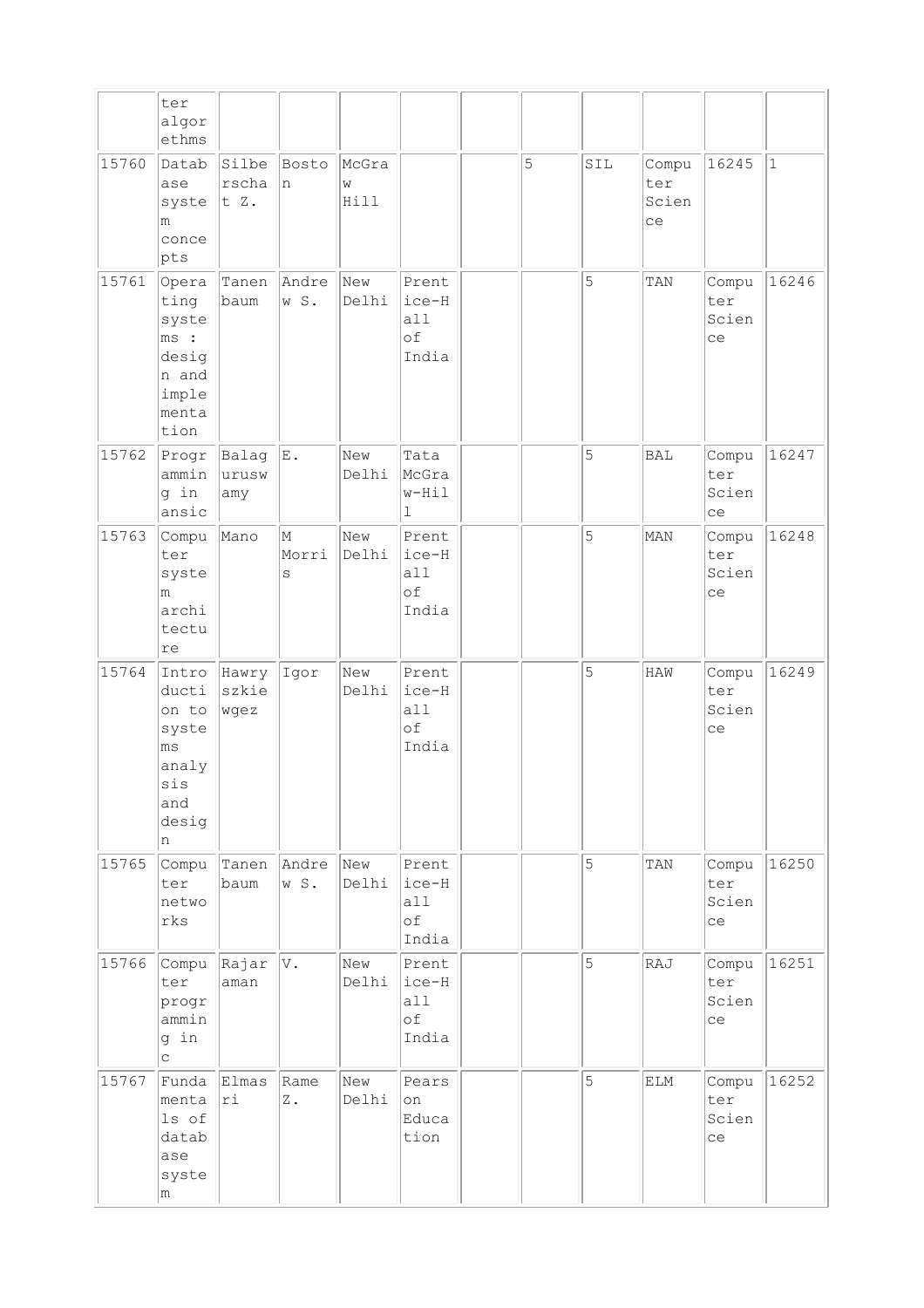|  |  |  |  |  |  |  |  |  |  |  |  |
|---|---|---|---|---|---|---|---|---|---|---|---|
|  | ter algorethms |  |  |  |  |  |  |  |  |  |  |
| 15760 | Database system concepts | Silberschatz Z. | Boston | McGraw Hill |  |  | 5 | SIL | Computer Science | 16245 | 1 |
| 15761 | Operating systems : design and implementation | Tanenbaum | Andrew S. | New Delhi | Prentice-Hall of India |  |  | 5 | TAN | Computer Science | 16246 |
| 15762 | Programming in ansic | Balaguruswamy | E. | New Delhi | Tata McGraw-Hill |  |  | 5 | BAL | Computer Science | 16247 |
| 15763 | Computer system architecture | Mano | M Morris | New Delhi | Prentice-Hall of India |  |  | 5 | MAN | Computer Science | 16248 |
| 15764 | Introduction to systems analysis and design | Hawryszkiewgez | Igor | New Delhi | Prentice-Hall of India |  |  | 5 | HAW | Computer Science | 16249 |
| 15765 | Computer networks | Tanenbaum | Andrew S. | New Delhi | Prentice-Hall of India |  |  | 5 | TAN | Computer Science | 16250 |
| 15766 | Computer programming in c | Rajaraman | V. | New Delhi | Prentice-Hall of India |  |  | 5 | RAJ | Computer Science | 16251 |
| 15767 | Fundamentals of database system | Elmasri | Rame Z. | New Delhi | Pearson Education |  |  | 5 | ELM | Computer Science | 16252 |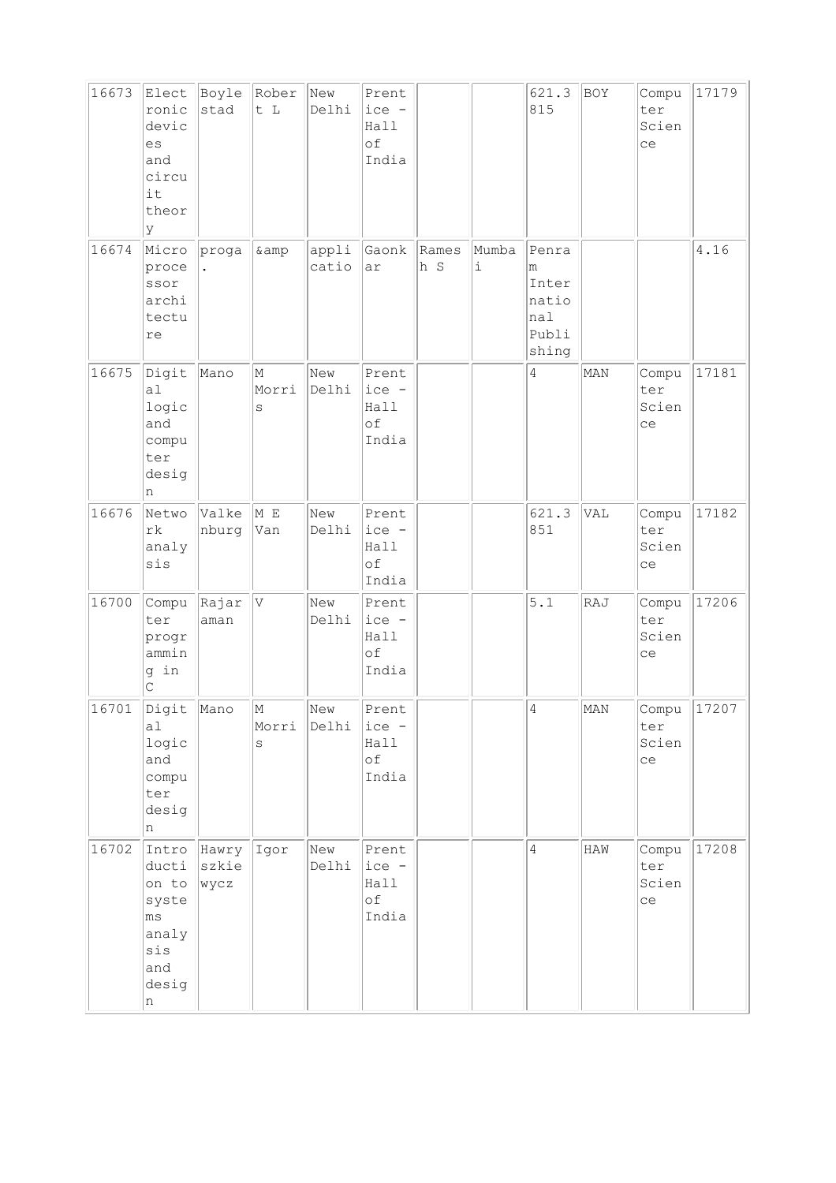| 16673 | Electronic devices and circuit theory | Boylestad | Robert L | New Delhi | Prentice - Hall of India | | | 621.3815 | BOY | Computer Science | 17179 |
|---|---|---|---|---|---|---|---|---|---|---|---|
| 16674 | Microprocessor architecture | progа. | &amp | application | Gaonkar | Ramesh S | Mumbai | Penram International Publishing | | | 4.16 |
| 16675 | Digital logic and computer design | Mano | M Morris | New Delhi | Prentice - Hall of India | | | 4 | MAN | Computer Science | 17181 |
| 16676 | Network analysis | Valkenburg | M E Van | New Delhi | Prentice - Hall of India | | | 621.3851 | VAL | Computer Science | 17182 |
| 16700 | Computer programming in C | Rajaraman | V | New Delhi | Prentice - Hall of India | | | 5.1 | RAJ | Computer Science | 17206 |
| 16701 | Digital logic and computer design | Mano | M Morris | New Delhi | Prentice - Hall of India | | | 4 | MAN | Computer Science | 17207 |
| 16702 | Introduction to systems analysis and design | Hawryszkiewycz | Igor | New Delhi | Prentice - Hall of India | | | 4 | HAW | Computer Science | 17208 |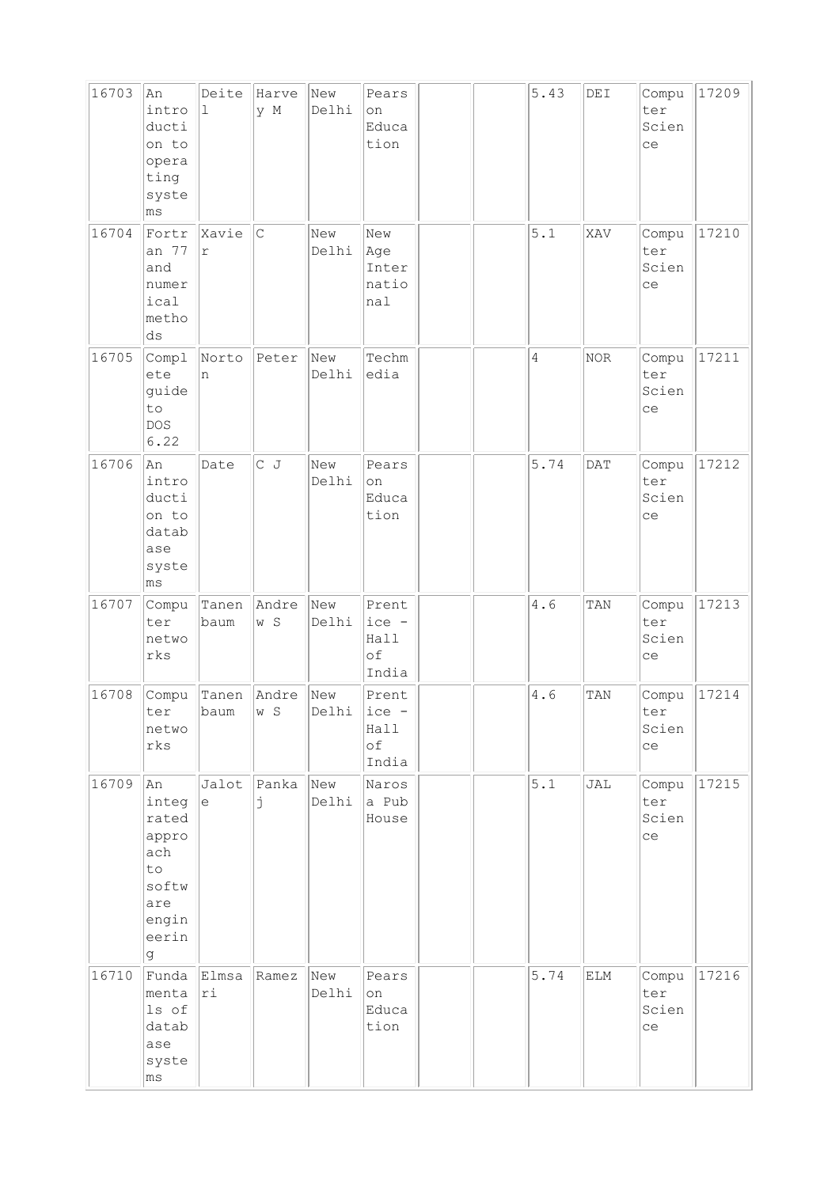| 16703 | An introduction to operating systems | Deitel | Harvey M | New Delhi | Pearson Education | | | 5.43 | DEI | Computer Science | 17209 |
|---|---|---|---|---|---|---|---|---|---|---|---|
| 16704 | Fortran 77 and numerical methods | Xavier | C | New Delhi | New Age International | | | 5.1 | XAV | Computer Science | 17210 |
| 16705 | Complete guide to DOS 6.22 | Norton | Peter | New Delhi | Techmedia | | | 4 | NOR | Computer Science | 17211 |
| 16706 | An introduction to database systems | Date | C J | New Delhi | Pearson Education | | | 5.74 | DAT | Computer Science | 17212 |
| 16707 | Computer networks | Tanenbaum | Andrew S | New Delhi | Prentice - Hall of India | | | 4.6 | TAN | Computer Science | 17213 |
| 16708 | Computer networks | Tanenbaum | Andrew S | New Delhi | Prentice - Hall of India | | | 4.6 | TAN | Computer Science | 17214 |
| 16709 | An integrated approach to software engineering | Jalote | Pankaj | New Delhi | Narosa Pub House | | | 5.1 | JAL | Computer Science | 17215 |
| 16710 | Fundamentals of database systems | Elmasri | Ramez | New Delhi | Pearson Education | | | 5.74 | ELM | Computer Science | 17216 |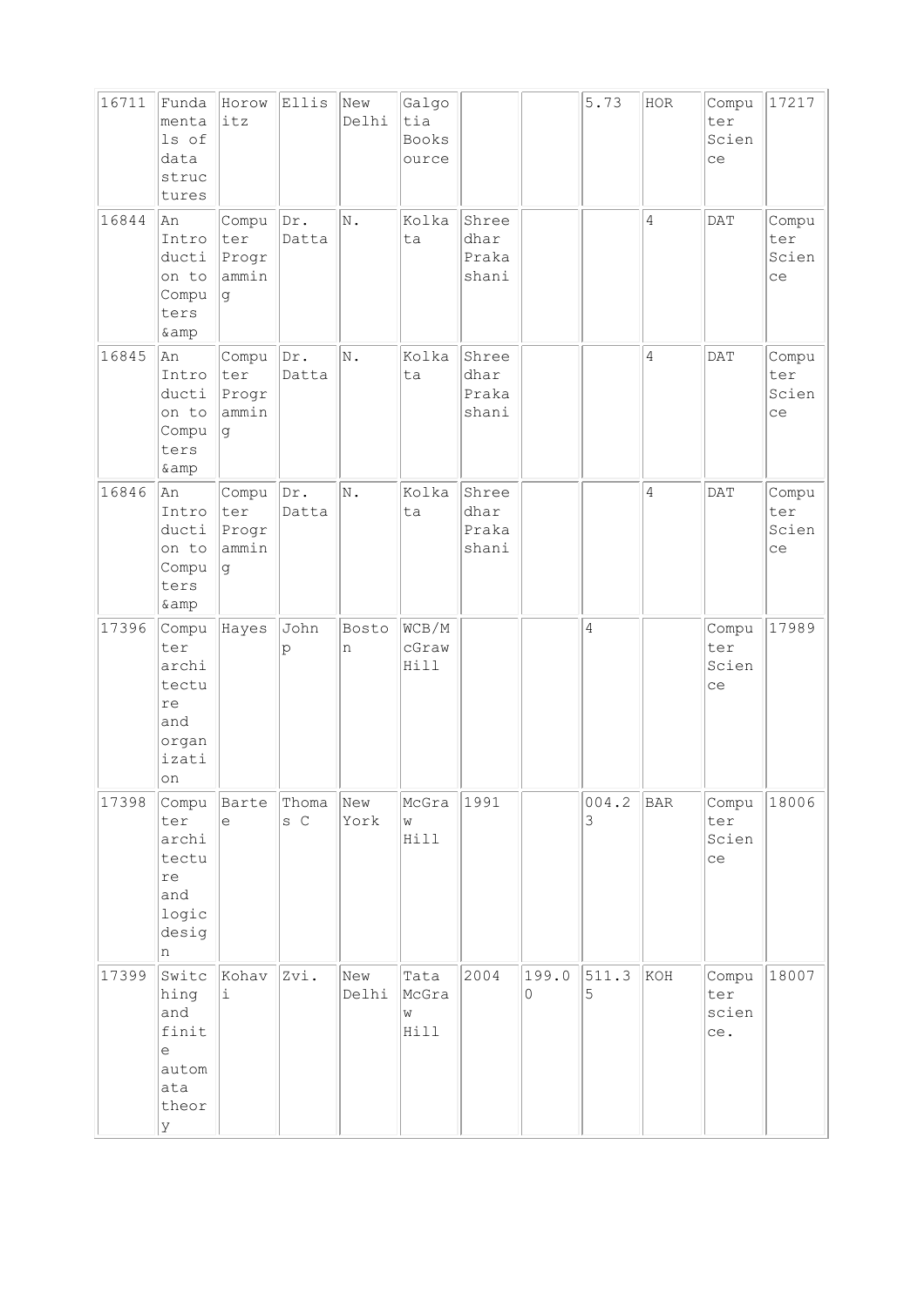| | | | | | | | | | | | |
|---|---|---|---|---|---|---|---|---|---|---|---|
| 16711 | Fundamentals of data structures | Horowitz | Ellis | New Delhi | Galgotia Booksource | | | 5.73 | HOR | Computer Science | 17217 |
| 16844 | An Introduction to Computers &amp | Computer Programming | Dr. Datta | N. | Kolkata | Shreedhar Prakashani | | | 4 | DAT | Computer Science |
| 16845 | An Introduction to Computers &amp | Computer Programming | Dr. Datta | N. | Kolkata | Shreedhar Prakashani | | | 4 | DAT | Computer Science |
| 16846 | An Introduction to Computers &amp | Computer Programming | Dr. Datta | N. | Kolkata | Shreedhar Prakashani | | | 4 | DAT | Computer Science |
| 17396 | Computer architecture and organization | Hayes | John p | Boston | WCB/McGraw Hill | | | 4 | | Computer Science | 17989 |
| 17398 | Computer architecture and logic design | Bartee | Thomas C | New York | McGraw Hill | 1991 | | 004.23 | BAR | Computer Science | 18006 |
| 17399 | Switching and finite automata theory | Kohavi | Zvi. | New Delhi | Tata McGraw Hill | 2004 | 199.00 | 511.35 | KOH | Computer science. | 18007 |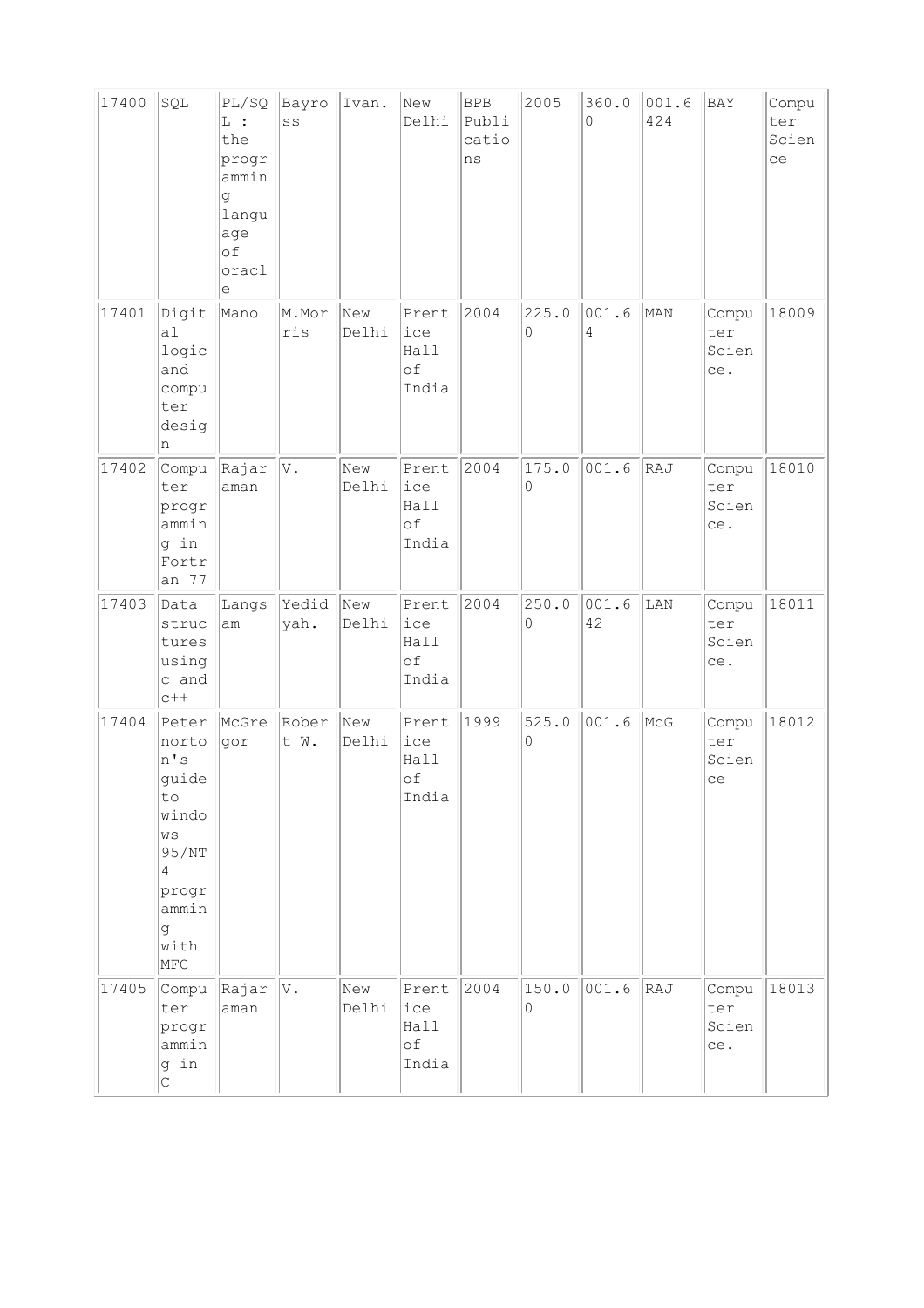| 17400 | SQL | PL/SQL : the programming language of oracle | Bayross | Ivan. | New Delhi | BPB Publications | 2005 | 360.00 | 001.6424 | BAY | Computer Science |
|---|---|---|---|---|---|---|---|---|---|---|---|
| 17401 | Digital logic and computer design | Mano | M.Morris | New Delhi | Prentice Hall of India | 2004 | 225.00 | 001.64 | MAN | Computer Science. | 18009 |
| 17402 | Computer programming in Fortran 77 | Rajaraman | V. | New Delhi | Prentice Hall of India | 2004 | 175.00 | 001.6 | RAJ | Computer Science. | 18010 |
| 17403 | Data structures using c and c++ | Langsam | Yedidyah. | New Delhi | Prentice Hall of India | 2004 | 250.00 | 001.642 | LAN | Computer Science. | 18011 |
| 17404 | Peter norton's guide to windows 95/NT 4 programming with MFC | McGregor | Robert W. | New Delhi | Prentice Hall of India | 1999 | 525.00 | 001.6 | McG | Computer Science | 18012 |
| 17405 | Computer programming in C | Rajaraman | V. | New Delhi | Prentice Hall of India | 2004 | 150.00 | 001.6 | RAJ | Computer Science. | 18013 |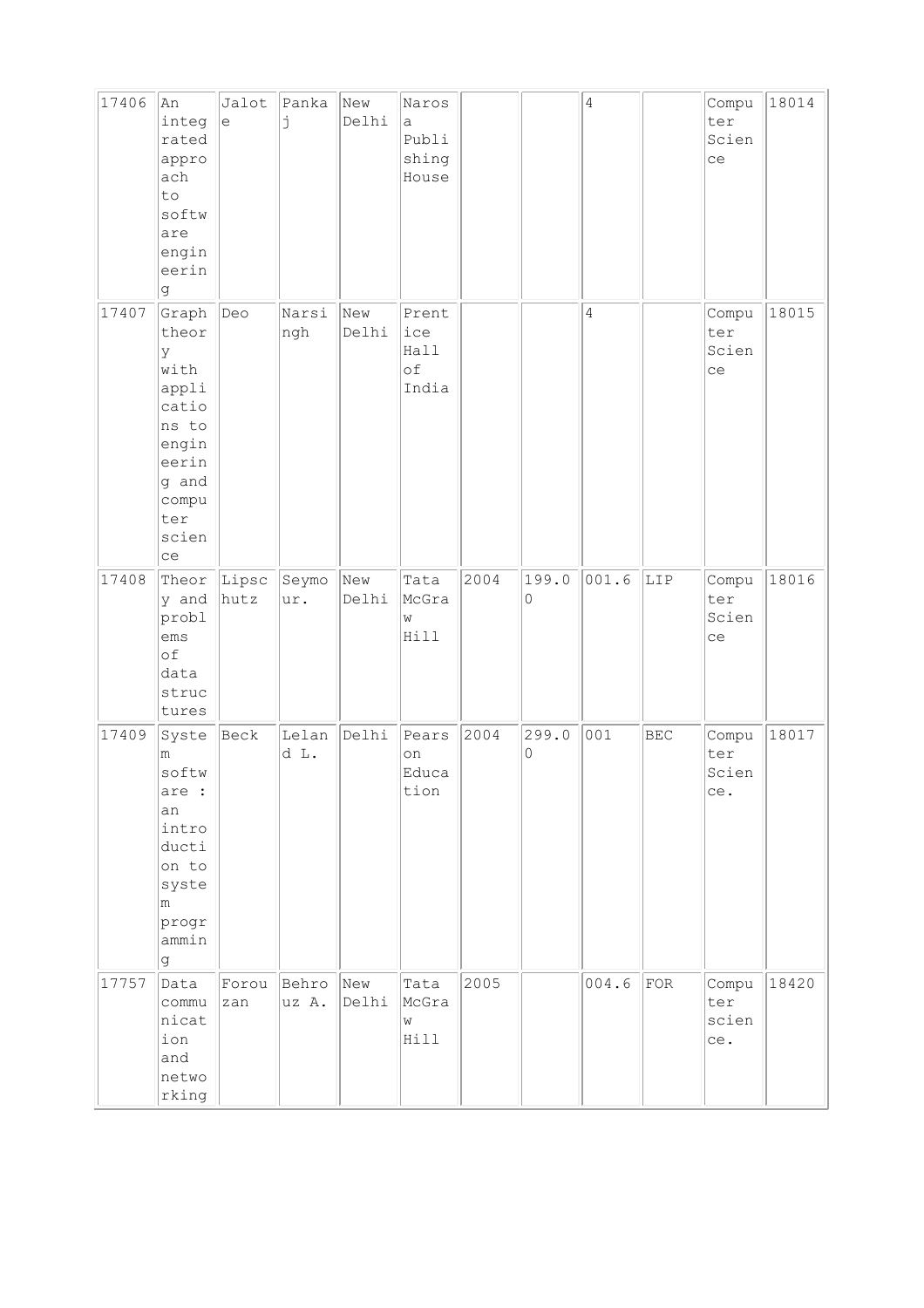| 17406 | An integrated approach to software engineering | Jalote | Pankaj | New Delhi | Narosa Publishing House | | | 4 | | Computer Science | 18014 |
|---|---|---|---|---|---|---|---|---|---|---|---|
| 17407 | Graph theory with applications to engineering and computer science | Deo | Narsingh | New Delhi | Prentice Hall of India | | | 4 | | Computer Science | 18015 |
| 17408 | Theory and problems of data structures | Lipschutz | Seymour. | New Delhi | Tata McGraw Hill | 2004 | 199.00 | 001.6 | LIP | Computer Science | 18016 |
| 17409 | System software : an introduction to system programming | Beck | Leland L. | Delhi | Pearson Education | 2004 | 299.00 | 001 | BEC | Computer Science. | 18017 |
| 17757 | Data communication and networking | Forouzan | Behrouz A. | New Delhi | Tata McGraw Hill | 2005 | | 004.6 | FOR | Computer science. | 18420 |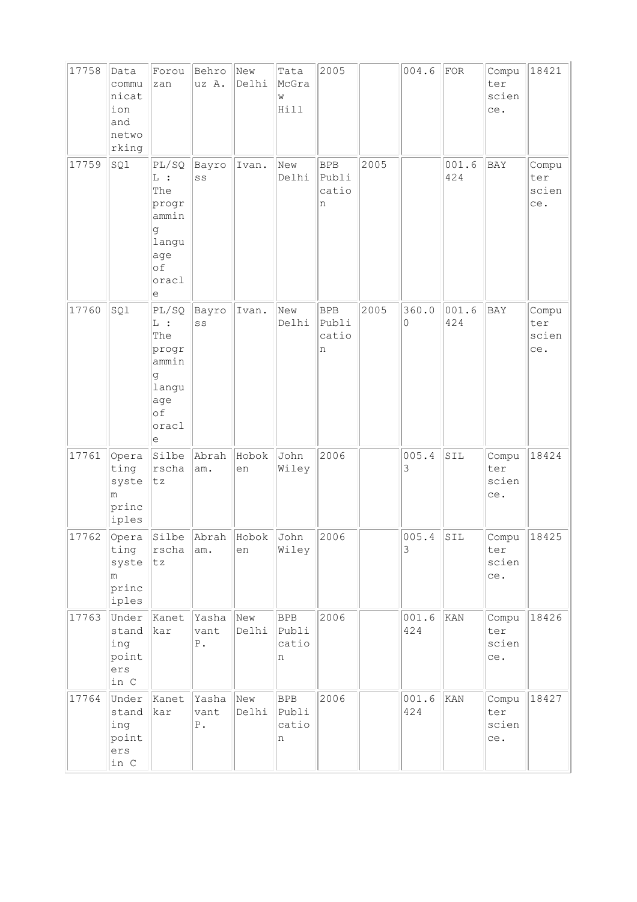| | | | | | | | | | | | |
|---|---|---|---|---|---|---|---|---|---|---|---|
| 17758 | Data communication and networking | Forouzan | Behrouz A. | New Delhi | Tata McGraw Hill | 2005 | | 004.6 | FOR | Computer science. | 18421 |
| 17759 | SQl | PL/SQL : The programming language of oracle | Bayross | Ivan. | New Delhi | BPB Publication | 2005 | | 001.6424 | BAY | Computer science. |
| 17760 | SQl | PL/SQL : The programming language of oracle | Bayross | Ivan. | New Delhi | BPB Publication | 2005 | 360.00 | 001.6424 | BAY | Computer science. |
| 17761 | Operating system principles | Silberschatz | Abraham. | Hoboken | John Wiley | 2006 | | 005.43 | SIL | Computer science. | 18424 |
| 17762 | Operating system principles | Silberschatz | Abraham. | Hoboken | John Wiley | 2006 | | 005.43 | SIL | Computer science. | 18425 |
| 17763 | Understanding pointers in C | Kanetkar | Yashavant P. | New Delhi | BPB Publication | 2006 | | 001.6424 | KAN | Computer science. | 18426 |
| 17764 | Understanding pointers in C | Kanetkar | Yashavant P. | New Delhi | BPB Publication | 2006 | | 001.6424 | KAN | Computer science. | 18427 |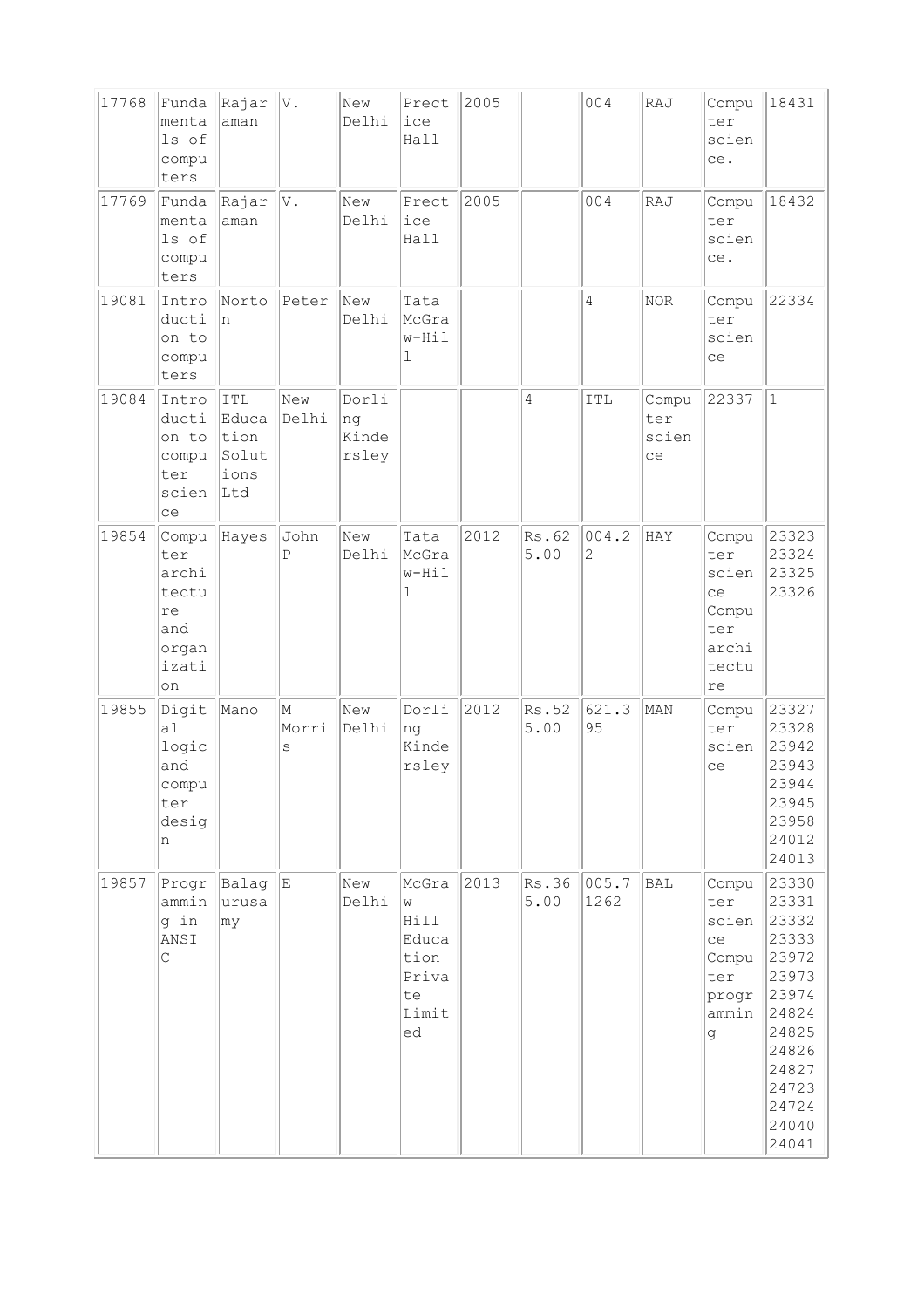| | | | | | | | | | | | |
|---|---|---|---|---|---|---|---|---|---|---|---|
| 17768 | Fundamentals of computers | Rajaraman | V. | New Delhi | Prectice Hall | 2005 | | 004 | RAJ | Computer science. | 18431 |
| 17769 | Fundamentals of computers | Rajaraman | V. | New Delhi | Prectice Hall | 2005 | | 004 | RAJ | Computer science. | 18432 |
| 19081 | Introduction to computers | Norton | Peter | New Delhi | Tata McGraw-Hill | | | 4 | NOR | Computer science | 22334 |
| 19084 | Introduction to computer science | ITL Education Solutions Ltd | New Delhi | Dorling Kindersley | | | 4 | ITL | Computer science | 22337 | 1 |
| 19854 | Computer architecture and organization | Hayes | John P | New Delhi | Tata McGraw-Hill | 2012 | Rs.625.00 | 004.22 | HAY | Computer science Computer architecture | 23323 23324 23325 23326 |
| 19855 | Digital logic and computer design | Mano | M Morris | New Delhi | Dorling Kindersley | 2012 | Rs.525.00 | 621.395 | MAN | Computer science | 23327 23328 23942 23943 23944 23945 23958 24012 24013 |
| 19857 | Programming in ANSI C | Balagurusamy | E | New Delhi | McGraw Hill Education Private Limited | 2013 | Rs.365.00 | 005.71262 | BAL | Computer science Computer programming | 23330 23331 23332 23333 23972 23973 23974 24824 24825 24826 24827 24723 24724 24040 24041 |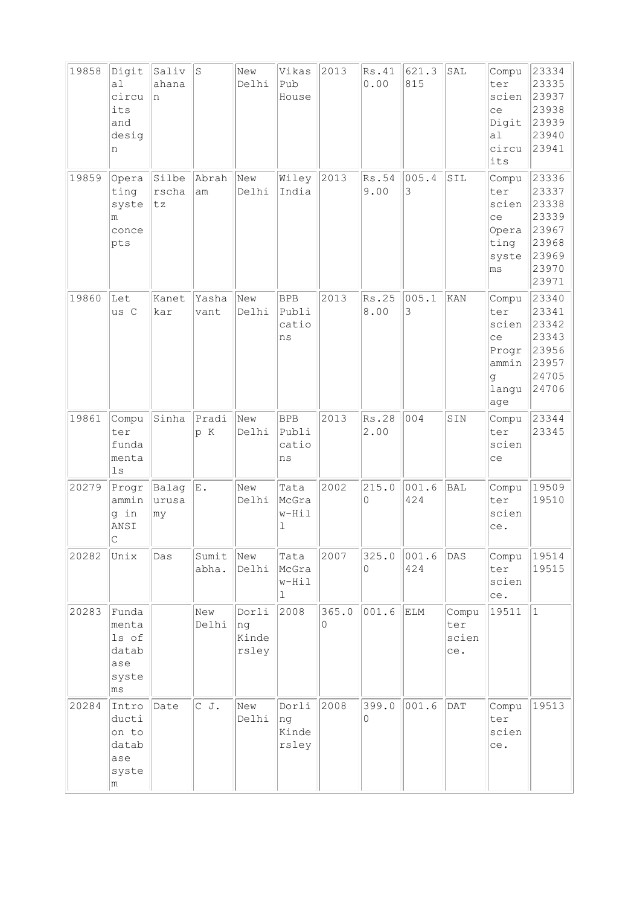| 19858 | Digital circuits and design | Salivahanan | S | New Delhi | Vikas Pub House | 2013 | Rs.410.00 | 621.3815 | SAL | Computer science Digital circuits | 23334 23335 23937 23938 23939 23940 23941 |
|---|---|---|---|---|---|---|---|---|---|---|---|
| 19859 | Operating system concepts | Silberschatz | Abraham | New Delhi | Wiley India | 2013 | Rs.549.00 | 005.43 | SIL | Computer science Operating systems | 23336 23337 23338 23339 23967 23968 23969 23970 23971 |
| 19860 | Let us C | Kanetkar | Yashavant | New Delhi | BPB Publications | 2013 | Rs.258.00 | 005.13 | KAN | Computer science Programming language | 23340 23341 23342 23343 23956 23957 24705 24706 |
| 19861 | Computer fundamentals | Sinha | Pradip K | New Delhi | BPB Publications | 2013 | Rs.282.00 | 004 | SIN | Computer science | 23344 23345 |
| 20279 | Programming in ANSI C | Balagurusamy | E. | New Delhi | Tata McGraw-Hill | 2002 | 215.00 | 001.6424 | BAL | Computer science. | 19509 19510 |
| 20282 | Unix | Das | Sumitabha. | New Delhi | Tata McGraw-Hill | 2007 | 325.00 | 001.6424 | DAS | Computer science. | 19514 19515 |
| 20283 | Fundamentals of database systems | | New Delhi | Dorling Kindersley | 2008 | 365.00 | 001.6 | ELM | Computer science. | 19511 | 1 |
| 20284 | Introduction to database system | Date | C J. | New Delhi | Dorling Kindersley | 2008 | 399.00 | 001.6 | DAT | Computer science. | 19513 |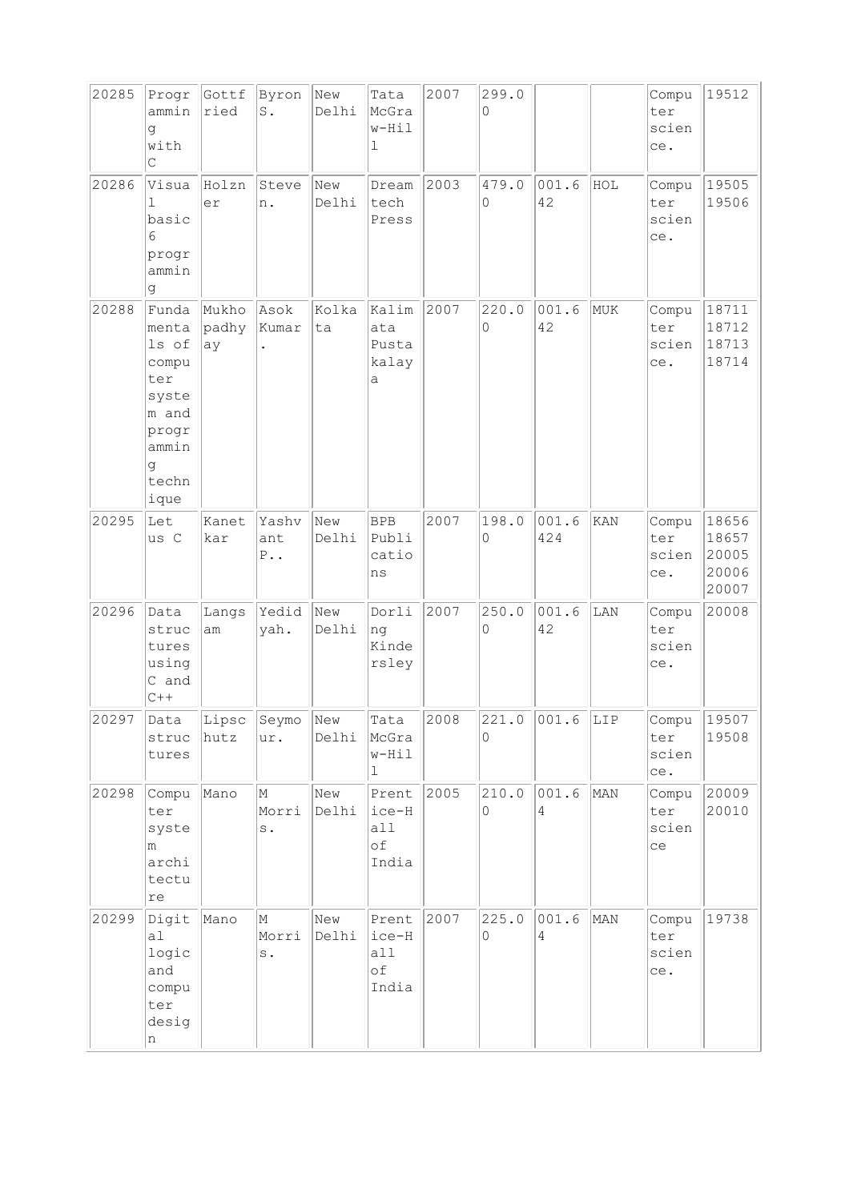| 20285 | Programming with C | Gottfried | Byron S. | New Delhi | Tata McGraw-Hill | 2007 | 299.00 | | | Computer science. | 19512 |
|---|---|---|---|---|---|---|---|---|---|---|---|
| 20286 | Visual basic 6 programming | Holzner | Steven. | New Delhi | Dreamtech Press | 2003 | 479.00 | 001.642 | HOL | Computer science. | 19505 19506 |
| 20288 | Fundamentals of computer system and programming technique | Mukhopadhyay | Asok Kumar. | Kolkata | Kalimata Pustakalaya | 2007 | 220.00 | 001.642 | MUK | Computer science. | 18711 18712 18713 18714 |
| 20295 | Let us C | Kanetkar | Yashvant P.. | New Delhi | BPB Publications | 2007 | 198.00 | 001.6424 | KAN | Computer science. | 18656 18657 20005 20006 20007 |
| 20296 | Data structures using C and C++ | Langsam | Yedidyah. | New Delhi | Dorling Kindersley | 2007 | 250.00 | 001.642 | LAN | Computer science. | 20008 |
| 20297 | Data structures | Lipschutz | Seymour. | New Delhi | Tata McGraw-Hill | 2008 | 221.00 | 001.6 | LIP | Computer science. | 19507 19508 |
| 20298 | Computer system architecture | Mano | M Morris. | New Delhi | Prentice-Hall of India | 2005 | 210.00 | 001.64 | MAN | Computer science | 20009 20010 |
| 20299 | Digital logic and computer design | Mano | M Morris. | New Delhi | Prentice-Hall of India | 2007 | 225.00 | 001.64 | MAN | Computer science. | 19738 |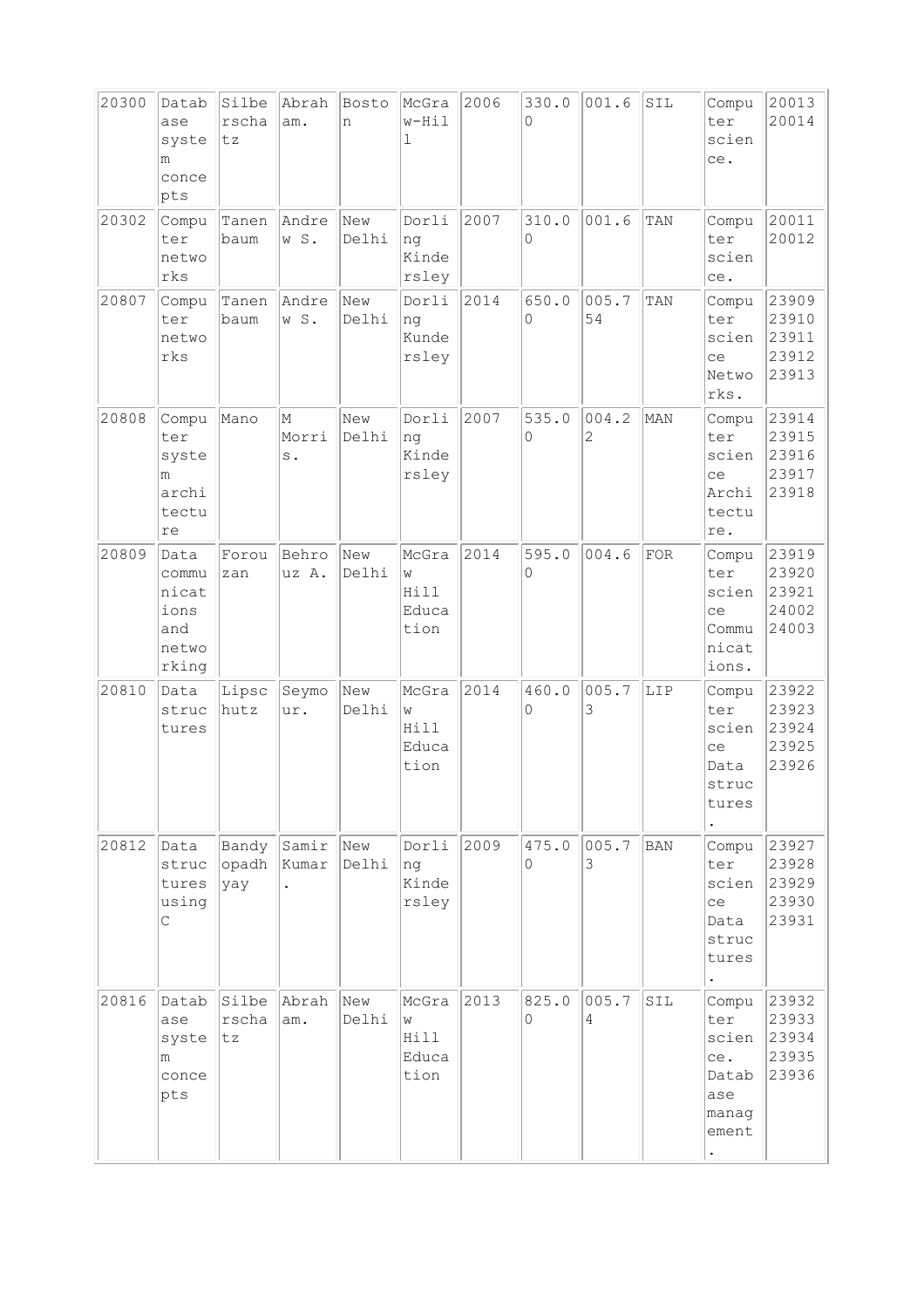| 20300 | Database system concepts | Silberschatz | Abraham. | Boston | McGraw-Hill | 2006 | 330.00 | 001.6 | SIL | Computer science. | 20013 20014 |
|---|---|---|---|---|---|---|---|---|---|---|---|
| 20302 | Computer networks | Tanenbaum | Andrew S. | New Delhi | Dorling Kindersley | 2007 | 310.00 | 001.6 | TAN | Computer science. | 20011 20012 |
| 20807 | Computer networks | Tanenbaum | Andrew S. | New Delhi | Dorling Kundersley | 2014 | 650.00 | 005.754 | TAN | Computer science Networks. | 23909 23910 23911 23912 23913 |
| 20808 | Computer system architecture | Mano | M Morris. | New Delhi | Dorling Kindersley | 2007 | 535.00 | 004.22 | MAN | Computer science Architecture. | 23914 23915 23916 23917 23918 |
| 20809 | Data communications and networking | Forouzan | Behrouz A. | New Delhi | McGraw Hill Education | 2014 | 595.00 | 004.6 | FOR | Computer science Communications. | 23919 23920 23921 24002 24003 |
| 20810 | Data structures | Lipschutz | Seymour. | New Delhi | McGraw Hill Education | 2014 | 460.00 | 005.73 | LIP | Computer science Data structures. | 23922 23923 23924 23925 23926 |
| 20812 | Data structures using C | Bandyopadhyay | Samir Kumar. | New Delhi | Dorling Kindersley | 2009 | 475.00 | 005.73 | BAN | Computer science Data structures. | 23927 23928 23929 23930 23931 |
| 20816 | Database system concepts | Silberschatz | Abraham. | New Delhi | McGraw Hill Education | 2013 | 825.00 | 005.74 | SIL | Computer science. Database management. | 23932 23933 23934 23935 23936 |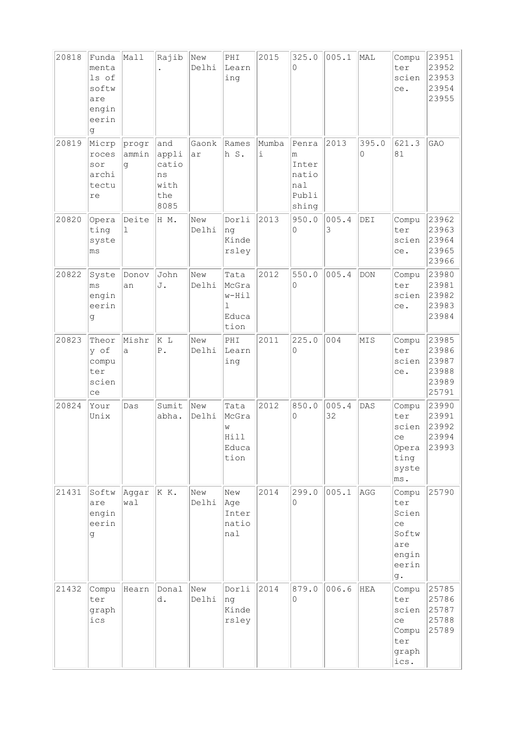| | | | | | | | | | | | |
|---|---|---|---|---|---|---|---|---|---|---|---|
| 20818 | Fundamentals of software engineering | Mall | Rajib. | New Delhi | PHI Learning | 2015 | 325.00 | 005.1 | MAL | Computer science. | 23951 23952 23953 23954 23955 |
| 20819 | Micrprocessor architecture | programming | and applications with the 8085 | Gaonkar | Ramesh S. | Mumbai | Penram International Publishing | 2013 | 395.00 | 621.381 | GAO |
| 20820 | Operating systems | Deitel | H M. | New Delhi | Dorling Kindersley | 2013 | 950.00 | 005.43 | DEI | Computer science. | 23962 23963 23964 23965 23966 |
| 20822 | Systems engineering | Donovan | John J. | New Delhi | Tata McGraw-Hill Education | 2012 | 550.00 | 005.4 | DON | Computer science. | 23980 23981 23982 23983 23984 |
| 20823 | Theory of computer science | Mishra | K L P. | New Delhi | PHI Learning | 2011 | 225.00 | 004 | MIS | Computer science. | 23985 23986 23987 23988 23989 25791 |
| 20824 | Your Unix | Das | Sumitabha. | New Delhi | Tata McGraw Hill Education | 2012 | 850.00 | 005.432 | DAS | Computer science Operating systems. | 23990 23991 23992 23994 23993 |
| 21431 | Software engineering | Aggarwal | K K. | New Delhi | New Age International | 2014 | 299.00 | 005.1 | AGG | Computer Science Software engineering. | 25790 |
| 21432 | Computer graphics | Hearn | Donald. | New Delhi | Dorling Kindersley | 2014 | 879.00 | 006.6 | HEA | Computer science Computer graphics. | 25785 25786 25787 25788 25789 |